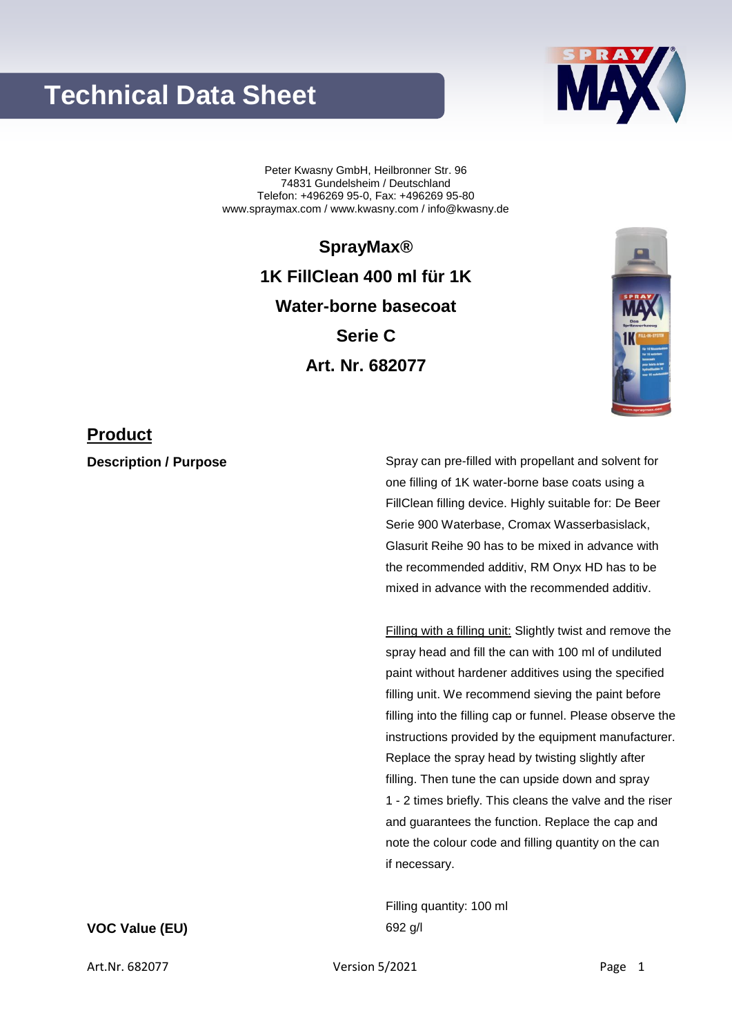# Technical Data Sheet

Peter Kwasny GmbH, Heilbronner Str. 96
74831 Gundelsheim / Deutschland
Telefon: +496269 95-0, Fax: +496269 95-80
www.spraymax.com / www.kwasny.com / info@kwasny.de

**SprayMax®**

**1K FillClean 400 ml für 1K**

**Water-borne basecoat**

**Serie C**

**Art. Nr. 682077**

## Product

**Description / Purpose**

Spray can pre-filled with propellant and solvent for one filling of 1K water-borne base coats using a FillClean filling device. Highly suitable for: De Beer Serie 900 Waterbase, Cromax Wasserbasislack, Glasurit Reihe 90 has to be mixed in advance with the recommended additiv, RM Onyx HD has to be mixed in advance with the recommended additiv.

Filling with a filling unit: Slightly twist and remove the spray head and fill the can with 100 ml of undiluted paint without hardener additives using the specified filling unit. We recommend sieving the paint before filling into the filling cap or funnel. Please observe the instructions provided by the equipment manufacturer. Replace the spray head by twisting slightly after filling. Then tune the can upside down and spray 1 - 2 times briefly. This cleans the valve and the riser and guarantees the function. Replace the cap and note the colour code and filling quantity on the can if necessary.

Filling quantity: 100 ml

**VOC Value (EU)**

692 g/l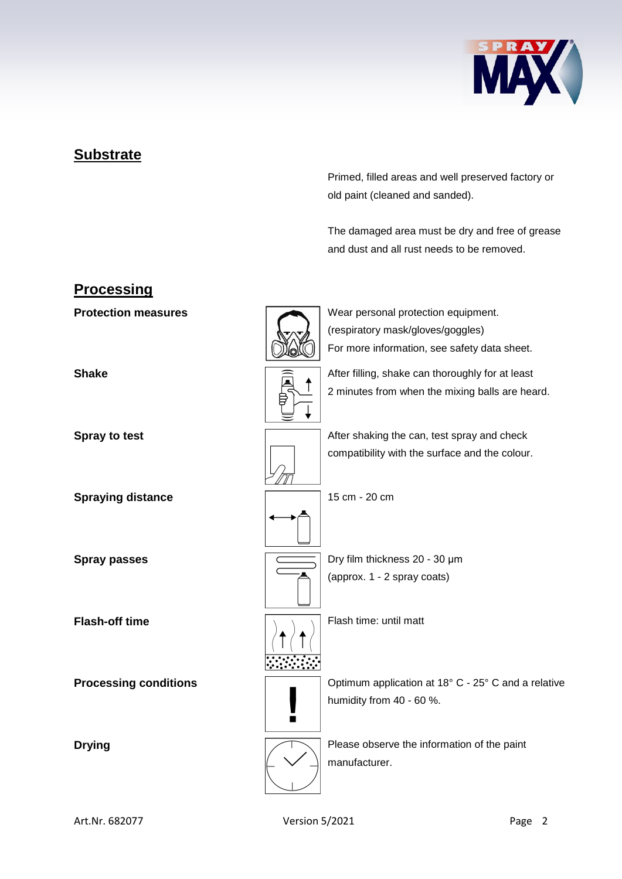## Substrate

Primed, filled areas and well preserved factory or old paint (cleaned and sanded).

The damaged area must be dry and free of grease and dust and all rust needs to be removed.

## Processing

| | |
|---|---|
| **Protection measures** | Wear personal protection equipment. (respiratory mask/gloves/goggles) For more information, see safety data sheet. |
| **Shake** | After filling, shake can thoroughly for at least 2 minutes from when the mixing balls are heard. |
| **Spray to test** | After shaking the can, test spray and check compatibility with the surface and the colour. |
| **Spraying distance** | 15 cm - 20 cm |
| **Spray passes** | Dry film thickness 20 - 30 µm (approx. 1 - 2 spray coats) |
| **Flash-off time** | Flash time: until matt |
| **Processing conditions** | Optimum application at 18° C - 25° C and a relative humidity from 40 - 60 %. |
| **Drying** | Please observe the information of the paint manufacturer. |

Art.Nr. 682077 Version 5/2021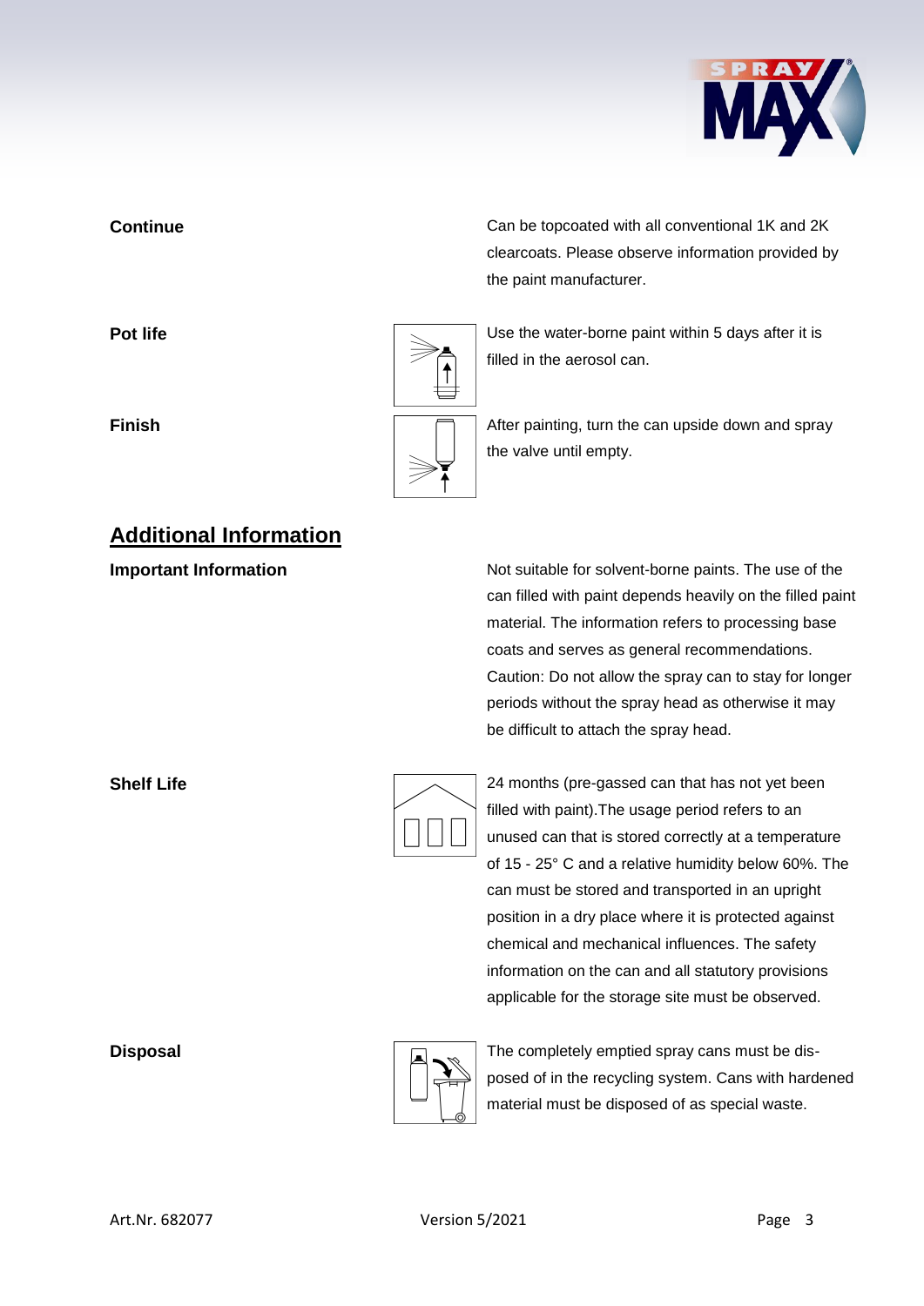**Continue**

Can be topcoated with all conventional 1K and 2K clearcoats. Please observe information provided by the paint manufacturer.

**Pot life**

Use the water-borne paint within 5 days after it is filled in the aerosol can.

**Finish**

After painting, turn the can upside down and spray the valve until empty.

## Additional Information

**Important Information**

Not suitable for solvent-borne paints. The use of the can filled with paint depends heavily on the filled paint material. The information refers to processing base coats and serves as general recommendations. Caution: Do not allow the spray can to stay for longer periods without the spray head as otherwise it may be difficult to attach the spray head.

**Shelf Life**

24 months (pre-gassed can that has not yet been filled with paint).The usage period refers to an unused can that is stored correctly at a temperature of 15 - 25° C and a relative humidity below 60%. The can must be stored and transported in an upright position in a dry place where it is protected against chemical and mechanical influences. The safety information on the can and all statutory provisions applicable for the storage site must be observed.

**Disposal**

The completely emptied spray cans must be disposed of in the recycling system. Cans with hardened material must be disposed of as special waste.

Art.Nr. 682077 Version 5/2021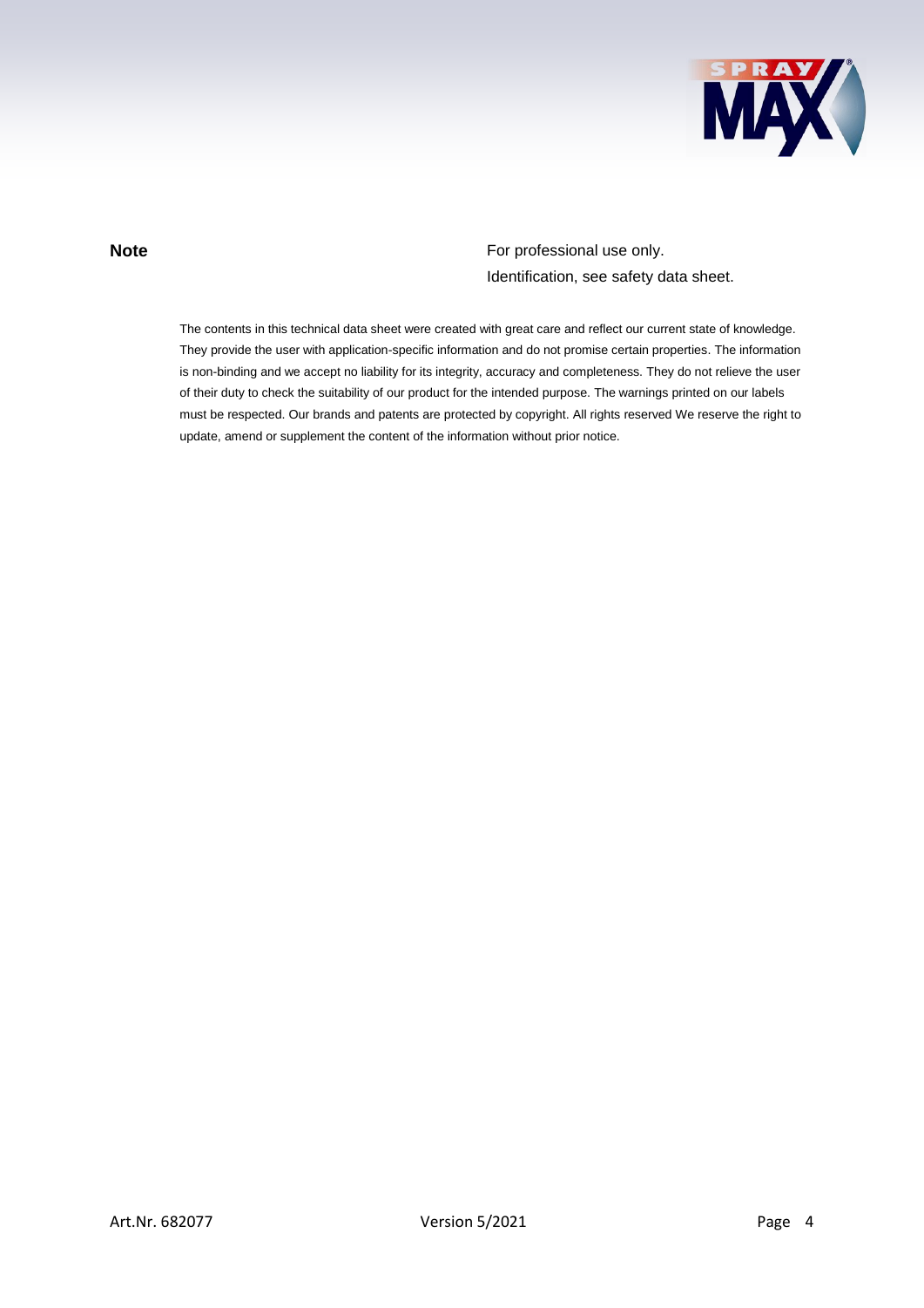| | |
|---|---|
| **Note** | For professional use only.<br>Identification, see safety data sheet. |

The contents in this technical data sheet were created with great care and reflect our current state of knowledge. They provide the user with application-specific information and do not promise certain properties. The information is non-binding and we accept no liability for its integrity, accuracy and completeness. They do not relieve the user of their duty to check the suitability of our product for the intended purpose. The warnings printed on our labels must be respected. Our brands and patents are protected by copyright. All rights reserved We reserve the right to update, amend or supplement the content of the information without prior notice.